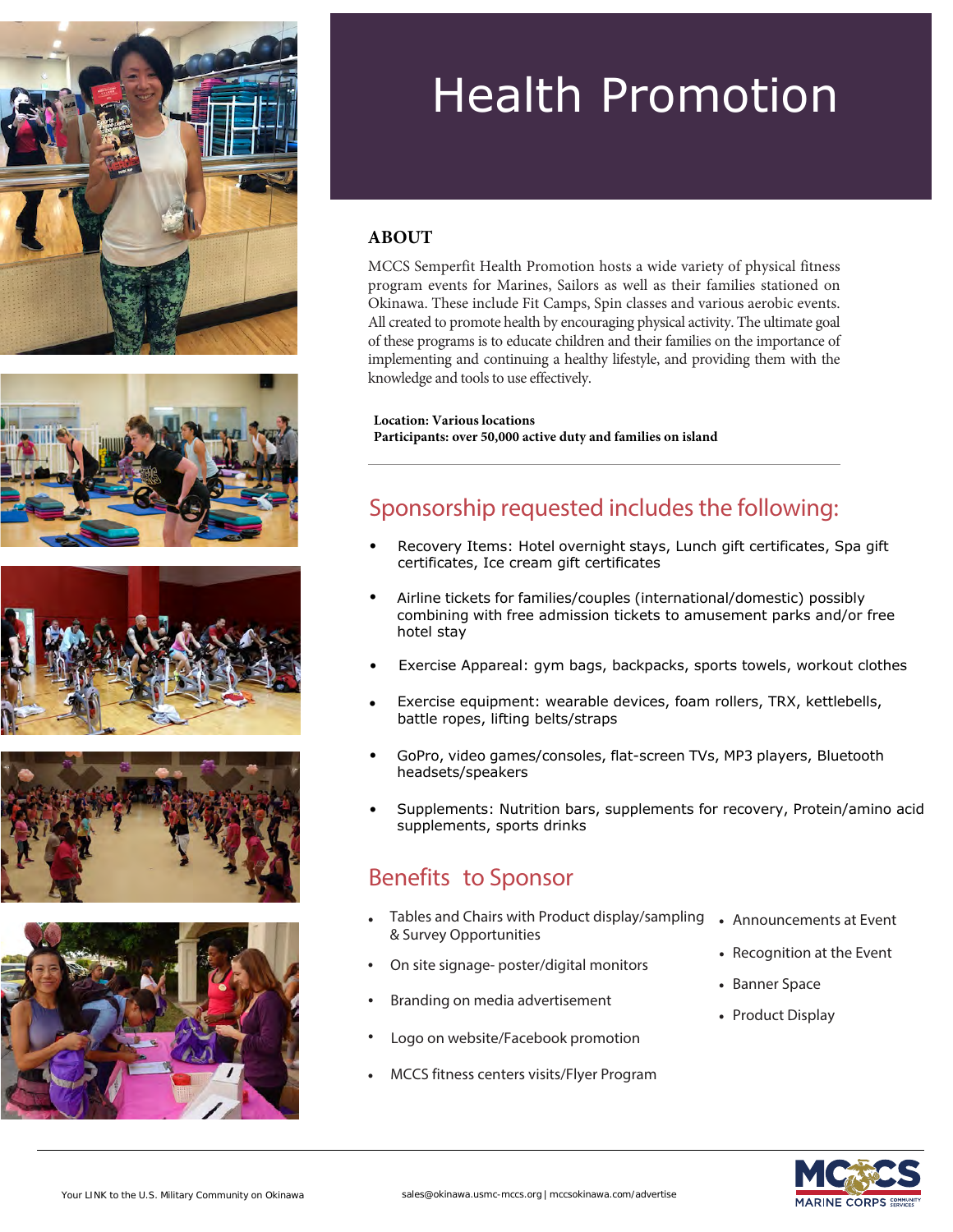# Health Promotion

## ABOUT

MCCS Semperfit Health Promotion hosts a wide variety of physical fitness program events for Marines, Sailors as well as their families stationed on Okinawa. These include Fit Camps, Spin classes and various aerobic events. All created to promote health by encouraging physical activity. The ultimate goal of these programs is to educate children and their families on the importance of implementing and continuing a healthy lifestyle, and providing them with the knowledge and tools to use effectively.

**Location: Various locations**
**Participants: over 50,000 active duty and families on island**

## Sponsorship requested includes the following:

- Recovery Items: Hotel overnight stays, Lunch gift certificates, Spa gift certificates, Ice cream gift certificates
- Airline tickets for families/couples (international/domestic) possibly combining with free admission tickets to amusement parks and/or free hotel stay
- Exercise Appareal: gym bags, backpacks, sports towels, workout clothes
- Exercise equipment: wearable devices, foam rollers, TRX, kettlebells, battle ropes, lifting belts/straps
- GoPro, video games/consoles, flat-screen TVs, MP3 players, Bluetooth headsets/speakers
- Supplements: Nutrition bars, supplements for recovery, Protein/amino acid supplements, sports drinks

## Benefits to Sponsor

- Tables and Chairs with Product display/sampling & Survey Opportunities
- On site signage- poster/digital monitors
- Branding on media advertisement
- Logo on website/Facebook promotion
- MCCS fitness centers visits/Flyer Program
- Announcements at Event
- Recognition at the Event
- Banner Space
- Product Display

Your LINK to the U.S. Military Community on Okinawa

sales@okinawa.usmc-mccs.org | mccsokinawa.com/advertise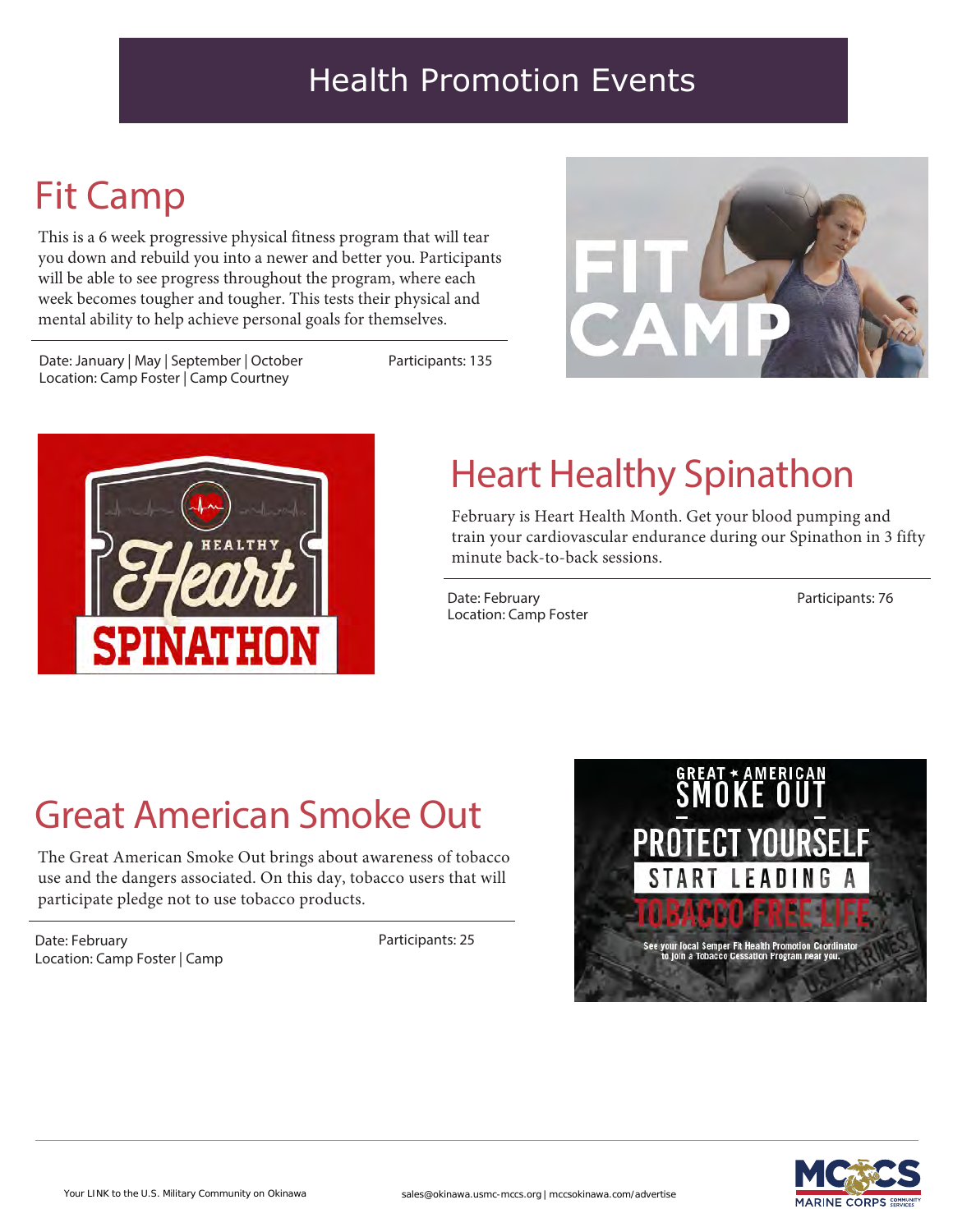# Health Promotion Events

## Fit Camp

This is a 6 week progressive physical fitness program that will tear you down and rebuild you into a newer and better you. Participants will be able to see progress throughout the program, where each week becomes tougher and tougher. This tests their physical and mental ability to help achieve personal goals for themselves.

Date: January | May | September | October
Location: Camp Foster | Camp Courtney

Participants: 135

## Heart Healthy Spinathon

February is Heart Health Month. Get your blood pumping and train your cardiovascular endurance during our Spinathon in 3 fifty minute back-to-back sessions.

Date: February
Location: Camp Foster

Participants: 76

## Great American Smoke Out

The Great American Smoke Out brings about awareness of tobacco use and the dangers associated. On this day, tobacco users that will participate pledge not to use tobacco products.

Date: February
Location: Camp Foster | Camp

Participants: 25

Your LINK to the U.S. Military Community on Okinawa

sales@okinawa.usmc-mccs.org | mccsokinawa.com/advertise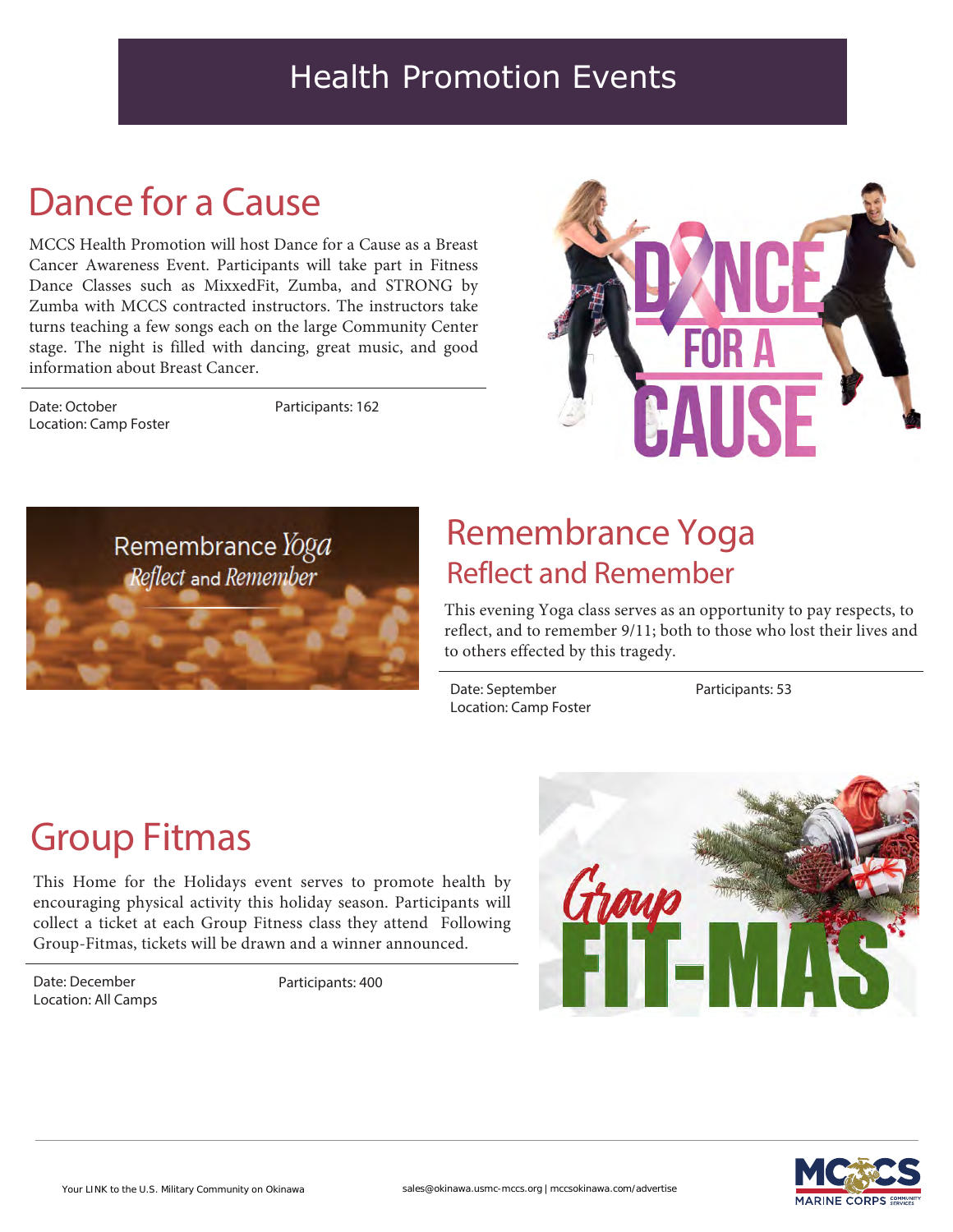# Health Promotion Events

## Dance for a Cause

MCCS Health Promotion will host Dance for a Cause as a Breast Cancer Awareness Event. Participants will take part in Fitness Dance Classes such as MixxedFit, Zumba, and STRONG by Zumba with MCCS contracted instructors. The instructors take turns teaching a few songs each on the large Community Center stage. The night is filled with dancing, great music, and good information about Breast Cancer.

Date: October
Location: Camp Foster

Participants: 162

## Remembrance Yoga

### Reflect and Remember

This evening Yoga class serves as an opportunity to pay respects, to reflect, and to remember 9/11; both to those who lost their lives and to others effected by this tragedy.

Date: September
Location: Camp Foster

Participants: 53

## Group Fitmas

This Home for the Holidays event serves to promote health by encouraging physical activity this holiday season. Participants will collect a ticket at each Group Fitness class they attend  Following Group-Fitmas, tickets will be drawn and a winner announced.

Date: December
Location: All Camps

Participants: 400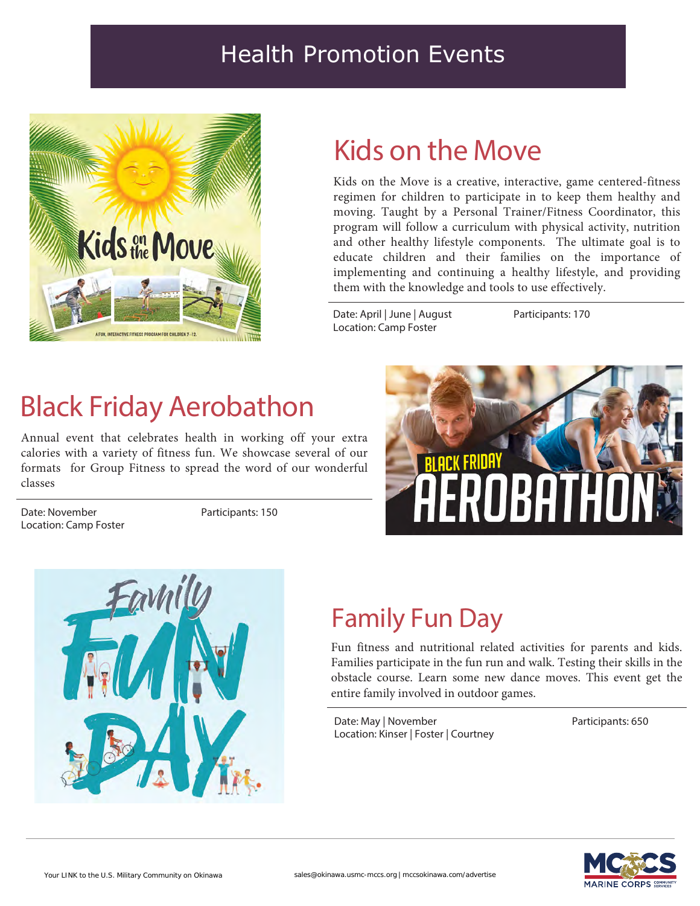# Health Promotion Events

## Kids on the Move

Kids on the Move is a creative, interactive, game centered-fitness regimen for children to participate in to keep them healthy and moving. Taught by a Personal Trainer/Fitness Coordinator, this program will follow a curriculum with physical activity, nutrition and other healthy lifestyle components. The ultimate goal is to educate children and their families on the importance of implementing and continuing a healthy lifestyle, and providing them with the knowledge and tools to use effectively.

Date: April | June | August
Location: Camp Foster

Participants: 170

## Black Friday Aerobathon

Annual event that celebrates health in working off your extra calories with a variety of fitness fun. We showcase several of our formats for Group Fitness to spread the word of our wonderful classes

Date: November
Location: Camp Foster

Participants: 150

## Family Fun Day

Fun fitness and nutritional related activities for parents and kids. Families participate in the fun run and walk. Testing their skills in the obstacle course. Learn some new dance moves. This event get the entire family involved in outdoor games.

Date: May | November
Location: Kinser | Foster | Courtney

Participants: 650

Your LINK to the U.S. Military Community on Okinawa

sales@okinawa.usmc-mccs.org | mccsokinawa.com/advertise